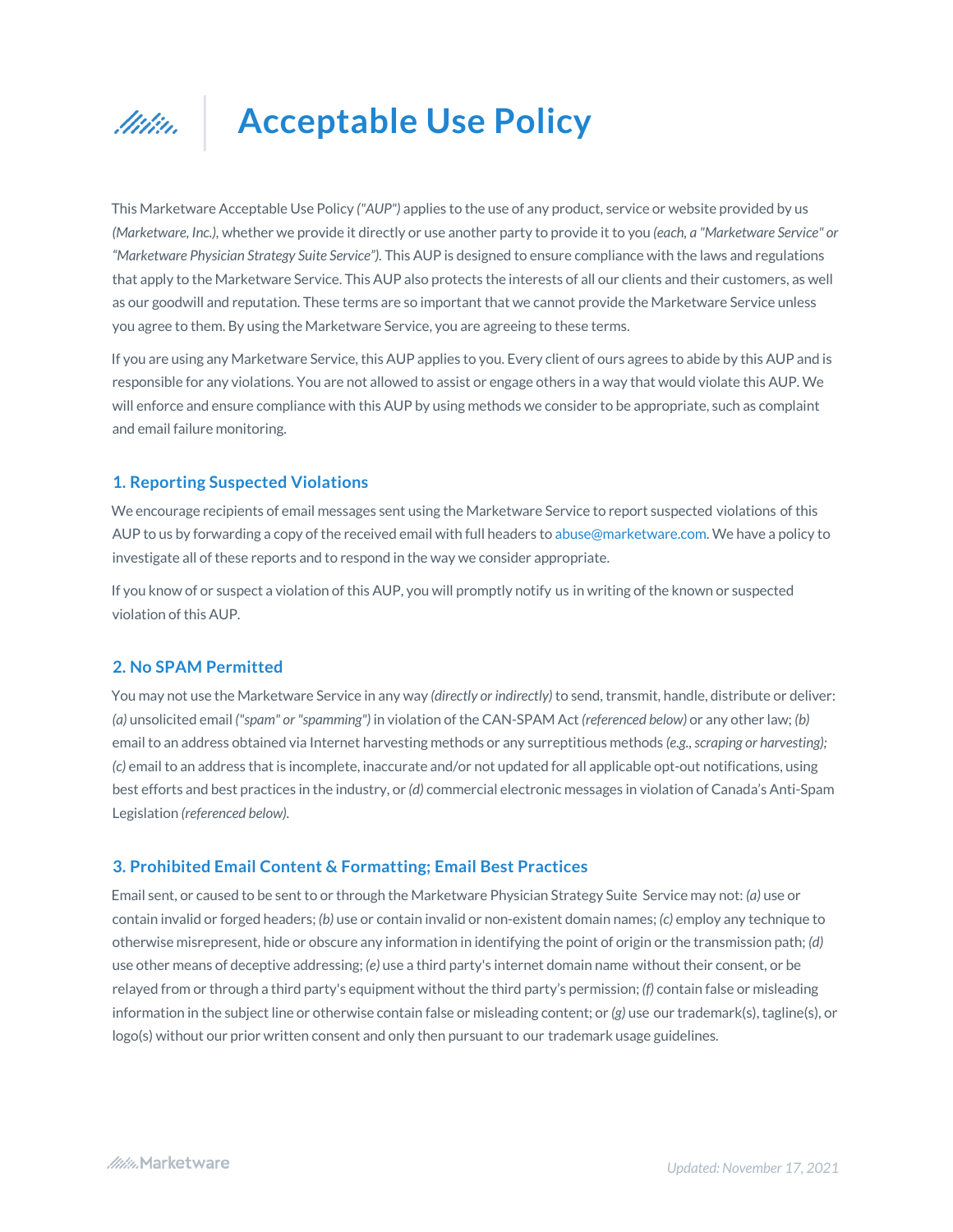# Acceptable Use Policy

This Marketware Acceptable Use Policy *("AUP")* applies to the use of any product, service or website provided by us *(Marketware, Inc.)*, whether we provide it directly or use another party to provide it to you *(each, a "Marketware Service" or "Marketware Physician Strategy Suite Service")*. This AUP is designed to ensure compliance with the laws and regulations that apply to the Marketware Service. This AUP also protects the interests of all our clients and their customers, as well as our goodwill and reputation. These terms are so important that we cannot provide the Marketware Service unless you agree to them. By using the Marketware Service, you are agreeing to these terms.

If you are using any Marketware Service, this AUP applies to you. Every client of ours agrees to abide by this AUP and is responsible for any violations. You are not allowed to assist or engage others in a way that would violate this AUP. We will enforce and ensure compliance with this AUP by using methods we consider to be appropriate, such as complaint and email failure monitoring.

## 1. Reporting Suspected Violations

We encourage recipients of email messages sent using the Marketware Service to report suspected violations of this AUP to us by forwarding a copy of the received email with full headers to abuse@marketware.com. We have a policy to investigate all of these reports and to respond in the way we consider appropriate.

If you know of or suspect a violation of this AUP, you will promptly notify us in writing of the known or suspected violation of this AUP.

## 2. No SPAM Permitted

You may not use the Marketware Service in any way *(directly or indirectly)* to send, transmit, handle, distribute or deliver: *(a)* unsolicited email *("spam" or "spamming")* in violation of the CAN-SPAM Act *(referenced below)* or any other law; *(b)* email to an address obtained via Internet harvesting methods or any surreptitious methods *(e.g., scraping or harvesting); (c)* email to an address that is incomplete, inaccurate and/or not updated for all applicable opt-out notifications, using best efforts and best practices in the industry, or *(d)* commercial electronic messages in violation of Canada's Anti-Spam Legislation *(referenced below).*

## 3. Prohibited Email Content & Formatting; Email Best Practices

Email sent, or caused to be sent to or through the Marketware Physician Strategy Suite Service may not: *(a)* use or contain invalid or forged headers; *(b)* use or contain invalid or non-existent domain names; *(c)* employ any technique to otherwise misrepresent, hide or obscure any information in identifying the point of origin or the transmission path; *(d)* use other means of deceptive addressing; *(e)* use a third party's internet domain name without their consent, or be relayed from or through a third party's equipment without the third party's permission; *(f)* contain false or misleading information in the subject line or otherwise contain false or misleading content; or *(g)* use our trademark(s), tagline(s), or logo(s) without our prior written consent and only then pursuant to our trademark usage guidelines.

*Updated: November 17, 2021*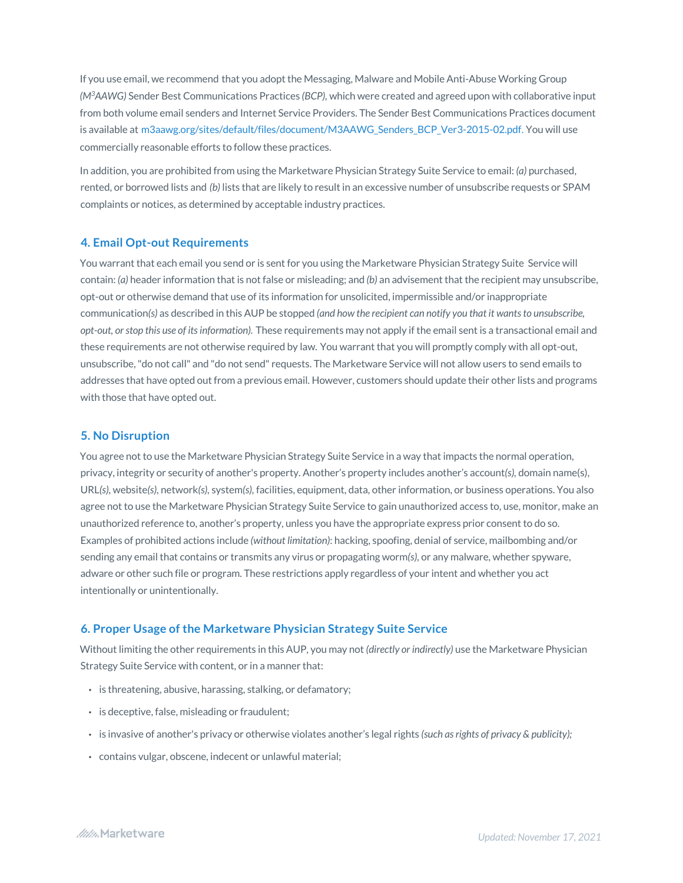If you use email, we recommend that you adopt the Messaging, Malware and Mobile Anti-Abuse Working Group *(M3AAWG)* Sender Best Communications Practices *(BCP)*, which were created and agreed upon with collaborative input from both volume email senders and Internet Service Providers. The Sender Best Communications Practices document is available at m3aawg.org/sites/default/files/document/M3AAWG_Senders_BCP_Ver3-2015-02.pdf. You will use commercially reasonable efforts to follow these practices.

In addition, you are prohibited from using the Marketware Physician Strategy Suite Service to email: *(a)* purchased, rented, or borrowed lists and *(b)* lists that are likely to result in an excessive number of unsubscribe requests or SPAM complaints or notices, as determined by acceptable industry practices.

## 4. Email Opt-out Requirements

You warrant that each email you send or is sent for you using the Marketware Physician Strategy Suite Service will contain: *(a)* header information that is not false or misleading; and *(b)* an advisement that the recipient may unsubscribe, opt-out or otherwise demand that use of its information for unsolicited, impermissible and/or inappropriate communication*(s)* as described in this AUP be stopped *(and how the recipient can notify you that it wants to unsubscribe, opt-out, or stop this use of its information)*. These requirements may not apply if the email sent is a transactional email and these requirements are not otherwise required by law. You warrant that you will promptly comply with all opt-out, unsubscribe, "do not call" and "do not send" requests. The Marketware Service will not allow users to send emails to addresses that have opted out from a previous email. However, customers should update their other lists and programs with those that have opted out.

## 5. No Disruption

You agree not to use the Marketware Physician Strategy Suite Service in a way that impacts the normal operation, privacy, integrity or security of another's property. Another's property includes another's account*(s)*, domain name(s), URL*(s)*, website*(s)*, network*(s)*, system*(s)*, facilities, equipment, data, other information, or business operations. You also agree not to use the Marketware Physician Strategy Suite Service to gain unauthorized access to, use, monitor, make an unauthorized reference to, another's property, unless you have the appropriate express prior consent to do so. Examples of prohibited actions include *(without limitation)*: hacking, spoofing, denial of service, mailbombing and/or sending any email that contains or transmits any virus or propagating worm*(s)*, or any malware, whether spyware, adware or other such file or program. These restrictions apply regardless of your intent and whether you act intentionally or unintentionally.

## 6. Proper Usage of the Marketware Physician Strategy Suite Service

Without limiting the other requirements in this AUP, you may not *(directly or indirectly)* use the Marketware Physician Strategy Suite Service with content, or in a manner that:

- is threatening, abusive, harassing, stalking, or defamatory;
- is deceptive, false, misleading or fraudulent;
- is invasive of another's privacy or otherwise violates another's legal rights *(such as rights of privacy & publicity);*
- contains vulgar, obscene, indecent or unlawful material;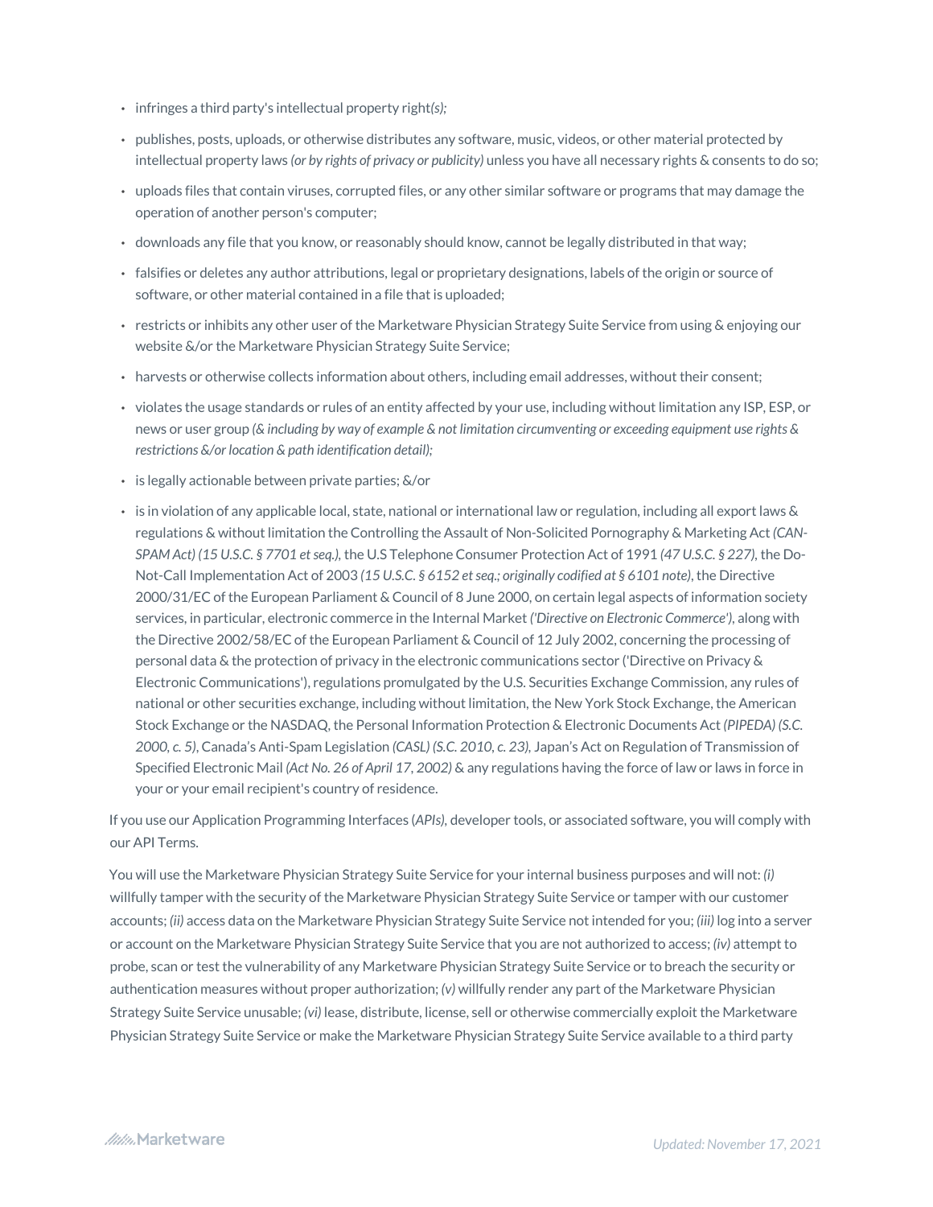- infringes a third party's intellectual property right*(s);*
- publishes, posts, uploads, or otherwise distributes any software, music, videos, or other material protected by intellectual property laws *(or by rights of privacy or publicity)* unless you have all necessary rights & consents to do so;
- uploads files that contain viruses, corrupted files, or any other similar software or programs that may damage the operation of another person's computer;
- downloads any file that you know, or reasonably should know, cannot be legally distributed in that way;
- falsifies or deletes any author attributions, legal or proprietary designations, labels of the origin or source of software, or other material contained in a file that is uploaded;
- restricts or inhibits any other user of the Marketware Physician Strategy Suite Service from using & enjoying our website &/or the Marketware Physician Strategy Suite Service;
- harvests or otherwise collects information about others, including email addresses, without their consent;
- violates the usage standards or rules of an entity affected by your use, including without limitation any ISP, ESP, or news or user group *(& including by way of example & not limitation circumventing or exceeding equipment use rights & restrictions &/or location & path identification detail);*
- is legally actionable between private parties; &/or
- is in violation of any applicable local, state, national or international law or regulation, including all export laws & regulations & without limitation the Controlling the Assault of Non-Solicited Pornography & Marketing Act *(CAN-SPAM Act) (15 U.S.C. § 7701 et seq.),* the U.S Telephone Consumer Protection Act of 1991 *(47 U.S.C. § 227),* the Do-Not-Call Implementation Act of 2003 *(15 U.S.C. § 6152 et seq.; originally codified at § 6101 note)*, the Directive 2000/31/EC of the European Parliament & Council of 8 June 2000, on certain legal aspects of information society services, in particular, electronic commerce in the Internal Market *('Directive on Electronic Commerce')*, along with the Directive 2002/58/EC of the European Parliament & Council of 12 July 2002, concerning the processing of personal data & the protection of privacy in the electronic communications sector ('Directive on Privacy & Electronic Communications'), regulations promulgated by the U.S. Securities Exchange Commission, any rules of national or other securities exchange, including without limitation, the New York Stock Exchange, the American Stock Exchange or the NASDAQ, the Personal Information Protection & Electronic Documents Act *(PIPEDA) (S.C. 2000, c. 5)*, Canada's Anti-Spam Legislation *(CASL) (S.C. 2010, c. 23),* Japan's Act on Regulation of Transmission of Specified Electronic Mail *(Act No. 26 of April 17, 2002)* & any regulations having the force of law or laws in force in your or your email recipient's country of residence.

If you use our Application Programming Interfaces (*APIs)*, developer tools, or associated software, you will comply with our API Terms.

You will use the Marketware Physician Strategy Suite Service for your internal business purposes and will not: *(i)* willfully tamper with the security of the Marketware Physician Strategy Suite Service or tamper with our customer accounts; *(ii)* access data on the Marketware Physician Strategy Suite Service not intended for you; *(iii)* log into a server or account on the Marketware Physician Strategy Suite Service that you are not authorized to access; *(iv)* attempt to probe, scan or test the vulnerability of any Marketware Physician Strategy Suite Service or to breach the security or authentication measures without proper authorization; *(v)* willfully render any part of the Marketware Physician Strategy Suite Service unusable; *(vi)* lease, distribute, license, sell or otherwise commercially exploit the Marketware Physician Strategy Suite Service or make the Marketware Physician Strategy Suite Service available to a third party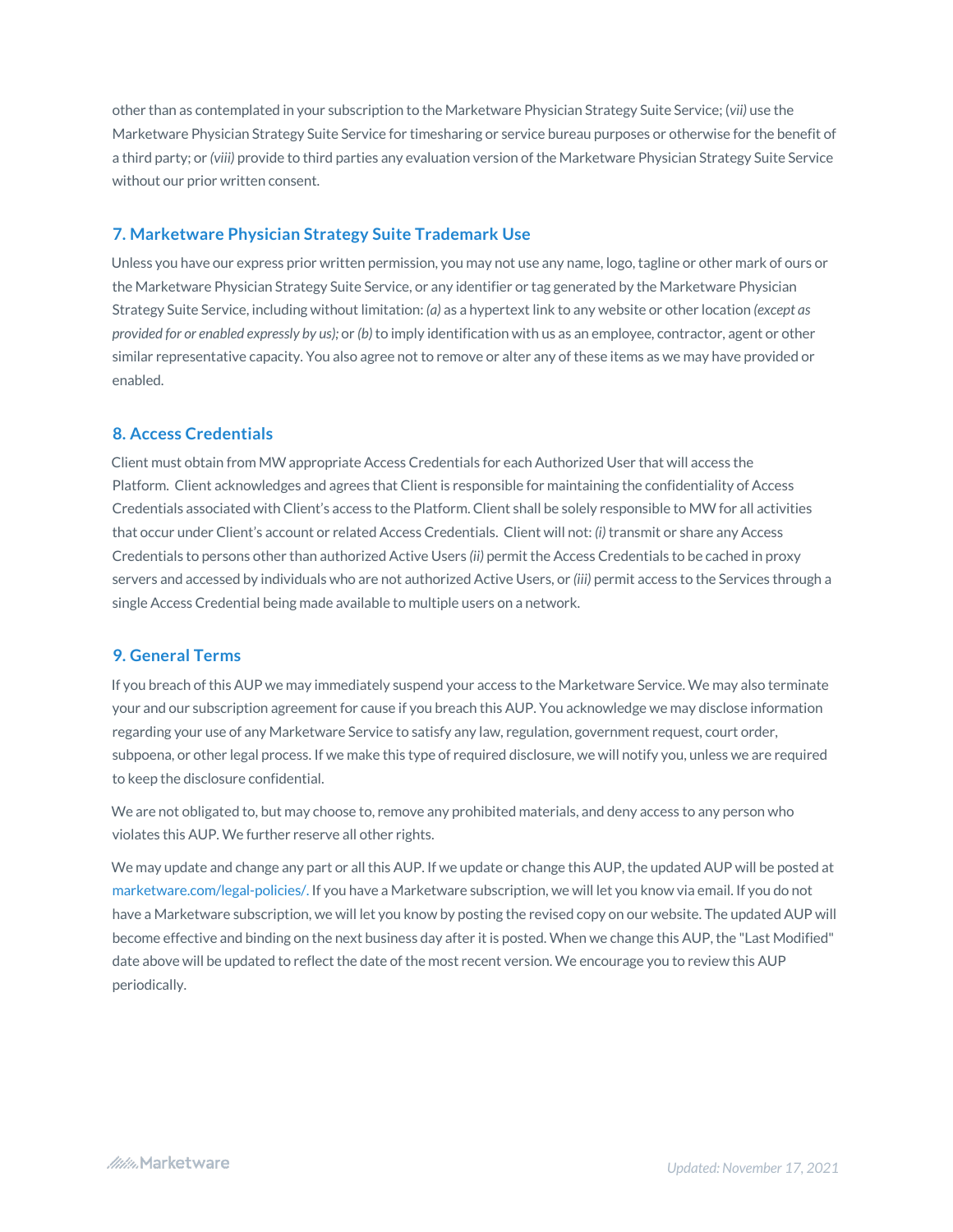other than as contemplated in your subscription to the Marketware Physician Strategy Suite Service; (*vii)* use the Marketware Physician Strategy Suite Service for timesharing or service bureau purposes or otherwise for the benefit of a third party; or *(viii)* provide to third parties any evaluation version of the Marketware Physician Strategy Suite Service without our prior written consent.

## 7. Marketware Physician Strategy Suite Trademark Use

Unless you have our express prior written permission, you may not use any name, logo, tagline or other mark of ours or the Marketware Physician Strategy Suite Service, or any identifier or tag generated by the Marketware Physician Strategy Suite Service, including without limitation: *(a)* as a hypertext link to any website or other location *(except as provided for or enabled expressly by us);* or *(b)* to imply identification with us as an employee, contractor, agent or other similar representative capacity. You also agree not to remove or alter any of these items as we may have provided or enabled.

## 8. Access Credentials

Client must obtain from MW appropriate Access Credentials for each Authorized User that will access the Platform. Client acknowledges and agrees that Client is responsible for maintaining the confidentiality of Access Credentials associated with Client's access to the Platform. Client shall be solely responsible to MW for all activities that occur under Client's account or related Access Credentials. Client will not: *(i)* transmit or share any Access Credentials to persons other than authorized Active Users *(ii)* permit the Access Credentials to be cached in proxy servers and accessed by individuals who are not authorized Active Users, or *(iii)* permit access to the Services through a single Access Credential being made available to multiple users on a network.

## 9. General Terms

If you breach of this AUP we may immediately suspend your access to the Marketware Service. We may also terminate your and our subscription agreement for cause if you breach this AUP. You acknowledge we may disclose information regarding your use of any Marketware Service to satisfy any law, regulation, government request, court order, subpoena, or other legal process. If we make this type of required disclosure, we will notify you, unless we are required to keep the disclosure confidential.

We are not obligated to, but may choose to, remove any prohibited materials, and deny access to any person who violates this AUP. We further reserve all other rights.

We may update and change any part or all this AUP. If we update or change this AUP, the updated AUP will be posted at marketware.com/legal-policies/. If you have a Marketware subscription, we will let you know via email. If you do not have a Marketware subscription, we will let you know by posting the revised copy on our website. The updated AUP will become effective and binding on the next business day after it is posted. When we change this AUP, the "Last Modified" date above will be updated to reflect the date of the most recent version. We encourage you to review this AUP periodically.